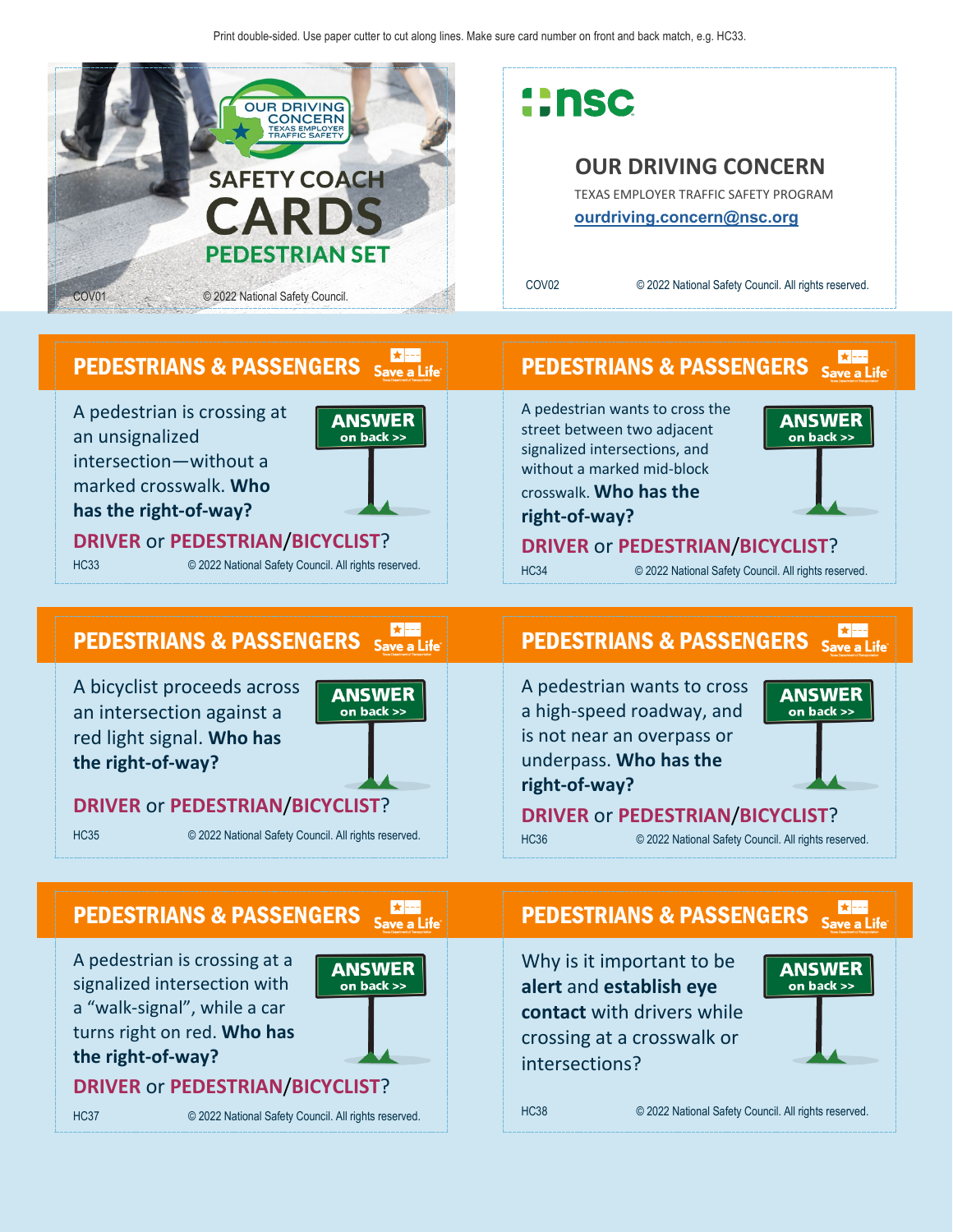Print double-sided. Use paper cutter to cut along lines. Make sure card number on front and back match, e.g. HC33.

OUR DRIVING CONCERN
TEXAS EMPLOYER TRAFFIC SAFETY

# SAFETY COACH CARDS
## PEDESTRIAN SET

COV01 © 2022 National Safety Council.

nsc

## OUR DRIVING CONCERN

TEXAS EMPLOYER TRAFFIC SAFETY PROGRAM

ourdriving.concern@nsc.org

COV02 © 2022 National Safety Council. All rights reserved.

---

## PEDESTRIANS & PASSENGERS

Save a Life

A pedestrian is crossing at an unsignalized intersection—without a marked crosswalk. **Who has the right-of-way?**

ANSWER on back >>

**DRIVER** or **PEDESTRIAN**/**BICYCLIST**?

HC33 © 2022 National Safety Council. All rights reserved.

---

## PEDESTRIANS & PASSENGERS

Save a Life

A pedestrian wants to cross the street between two adjacent signalized intersections, and without a marked mid-block crosswalk. **Who has the right-of-way?**

ANSWER on back >>

**DRIVER** or **PEDESTRIAN**/**BICYCLIST**?

HC34 © 2022 National Safety Council. All rights reserved.

---

## PEDESTRIANS & PASSENGERS

Save a Life

A bicyclist proceeds across an intersection against a red light signal. **Who has the right-of-way?**

ANSWER on back >>

**DRIVER** or **PEDESTRIAN**/**BICYCLIST**?

HC35 © 2022 National Safety Council. All rights reserved.

---

## PEDESTRIANS & PASSENGERS

Save a Life

A pedestrian wants to cross a high-speed roadway, and is not near an overpass or underpass. **Who has the right-of-way?**

ANSWER on back >>

**DRIVER** or **PEDESTRIAN**/**BICYCLIST**?

HC36 © 2022 National Safety Council. All rights reserved.

---

## PEDESTRIANS & PASSENGERS

Save a Life

A pedestrian is crossing at a signalized intersection with a "walk-signal", while a car turns right on red. **Who has the right-of-way?**

ANSWER on back >>

**DRIVER** or **PEDESTRIAN**/**BICYCLIST**?

HC37 © 2022 National Safety Council. All rights reserved.

---

## PEDESTRIANS & PASSENGERS

Save a Life

Why is it important to be **alert** and **establish eye contact** with drivers while crossing at a crosswalk or intersections?

ANSWER on back >>

HC38 © 2022 National Safety Council. All rights reserved.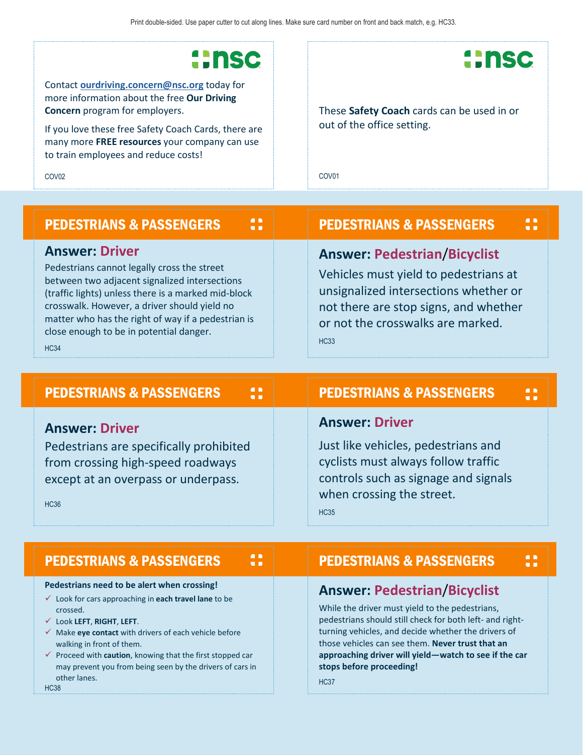Print double-sided. Use paper cutter to cut along lines. Make sure card number on front and back match, e.g. HC33.

Contact **ourdriving.concern@nsc.org** today for more information about the free **Our Driving Concern** program for employers.

If you love these free Safety Coach Cards, there are many more **FREE resources** your company can use to train employees and reduce costs!

COV02

These **Safety Coach** cards can be used in or out of the office setting.

COV01

## PEDESTRIANS & PASSENGERS

### Answer: Driver

Pedestrians cannot legally cross the street between two adjacent signalized intersections (traffic lights) unless there is a marked mid-block crosswalk. However, a driver should yield no matter who has the right of way if a pedestrian is close enough to be in potential danger.

HC34

## PEDESTRIANS & PASSENGERS

### Answer: Pedestrian/Bicyclist

Vehicles must yield to pedestrians at unsignalized intersections whether or not there are stop signs, and whether or not the crosswalks are marked.

HC33

## PEDESTRIANS & PASSENGERS

### Answer: Driver

Pedestrians are specifically prohibited from crossing high-speed roadways except at an overpass or underpass.

HC36

## PEDESTRIANS & PASSENGERS

### Answer: Driver

Just like vehicles, pedestrians and cyclists must always follow traffic controls such as signage and signals when crossing the street.

HC35

## PEDESTRIANS & PASSENGERS

**Pedestrians need to be alert when crossing!**

- ✓ Look for cars approaching in **each travel lane** to be crossed.
- ✓ Look **LEFT**, **RIGHT**, **LEFT**.
- ✓ Make **eye contact** with drivers of each vehicle before walking in front of them.
- ✓ Proceed with **caution**, knowing that the first stopped car may prevent you from being seen by the drivers of cars in other lanes.

HC38

## PEDESTRIANS & PASSENGERS

### Answer: Pedestrian/Bicyclist

While the driver must yield to the pedestrians, pedestrians should still check for both left- and right-turning vehicles, and decide whether the drivers of those vehicles can see them. **Never trust that an approaching driver will yield—watch to see if the car stops before proceeding!**

HC37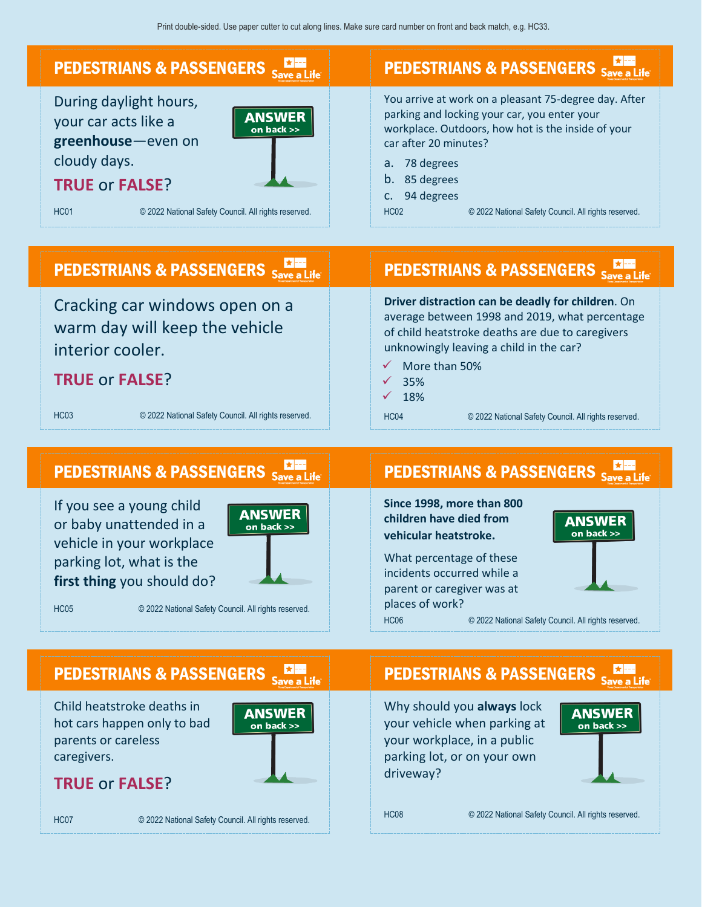Print double-sided. Use paper cutter to cut along lines. Make sure card number on front and back match, e.g. HC33.

## PEDESTRIANS & PASSENGERS

During daylight hours, your car acts like a **greenhouse**—even on cloudy days.

**TRUE** or **FALSE**?

ANSWER on back >>

HC01 © 2022 National Safety Council. All rights reserved.

## PEDESTRIANS & PASSENGERS

You arrive at work on a pleasant 75-degree day. After parking and locking your car, you enter your workplace. Outdoors, how hot is the inside of your car after 20 minutes?

a. 78 degrees
b. 85 degrees
c. 94 degrees

HC02 © 2022 National Safety Council. All rights reserved.

## PEDESTRIANS & PASSENGERS

Cracking car windows open on a warm day will keep the vehicle interior cooler.

**TRUE** or **FALSE**?

HC03 © 2022 National Safety Council. All rights reserved.

## PEDESTRIANS & PASSENGERS

**Driver distraction can be deadly for children**. On average between 1998 and 2019, what percentage of child heatstroke deaths are due to caregivers unknowingly leaving a child in the car?

- ✓ More than 50%
- ✓ 35%
- ✓ 18%

HC04 © 2022 National Safety Council. All rights reserved.

## PEDESTRIANS & PASSENGERS

If you see a young child or baby unattended in a vehicle in your workplace parking lot, what is the **first thing** you should do?

ANSWER on back >>

HC05 © 2022 National Safety Council. All rights reserved.

## PEDESTRIANS & PASSENGERS

**Since 1998, more than 800 children have died from vehicular heatstroke.**

What percentage of these incidents occurred while a parent or caregiver was at places of work?

ANSWER on back >>

HC06 © 2022 National Safety Council. All rights reserved.

## PEDESTRIANS & PASSENGERS

Child heatstroke deaths in hot cars happen only to bad parents or careless caregivers.

**TRUE** or **FALSE**?

ANSWER on back >>

HC07 © 2022 National Safety Council. All rights reserved.

## PEDESTRIANS & PASSENGERS

Why should you **always** lock your vehicle when parking at your workplace, in a public parking lot, or on your own driveway?

ANSWER on back >>

HC08 © 2022 National Safety Council. All rights reserved.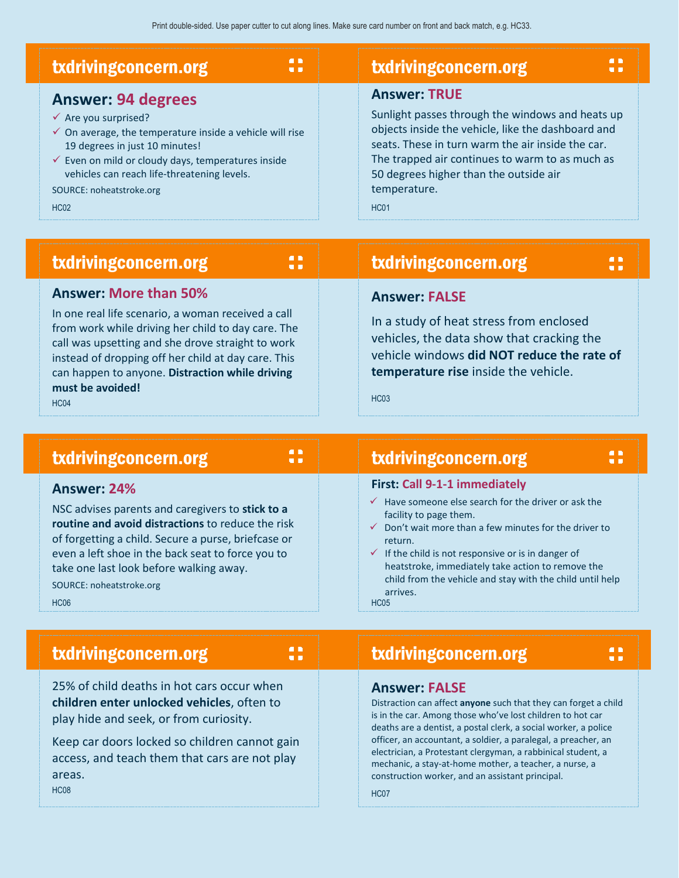Print double-sided. Use paper cutter to cut along lines. Make sure card number on front and back match, e.g. HC33.

## txdrivingconcern.org

### Answer: 94 degrees

- ✓ Are you surprised?
- ✓ On average, the temperature inside a vehicle will rise 19 degrees in just 10 minutes!
- ✓ Even on mild or cloudy days, temperatures inside vehicles can reach life-threatening levels.

SOURCE: noheatstroke.org

HC02

## txdrivingconcern.org

### Answer: TRUE

Sunlight passes through the windows and heats up objects inside the vehicle, like the dashboard and seats. These in turn warm the air inside the car. The trapped air continues to warm to as much as 50 degrees higher than the outside air temperature.

HC01

## txdrivingconcern.org

### Answer: More than 50%

In one real life scenario, a woman received a call from work while driving her child to day care. The call was upsetting and she drove straight to work instead of dropping off her child at day care. This can happen to anyone. **Distraction while driving must be avoided!**

HC04

## txdrivingconcern.org

### Answer: FALSE

In a study of heat stress from enclosed vehicles, the data show that cracking the vehicle windows **did NOT reduce the rate of temperature rise** inside the vehicle.

HC03

## txdrivingconcern.org

### Answer: 24%

NSC advises parents and caregivers to **stick to a routine and avoid distractions** to reduce the risk of forgetting a child. Secure a purse, briefcase or even a left shoe in the back seat to force you to take one last look before walking away.

SOURCE: noheatstroke.org

HC06

## txdrivingconcern.org

### First: Call 9-1-1 immediately

- ✓ Have someone else search for the driver or ask the facility to page them.
- ✓ Don't wait more than a few minutes for the driver to return.
- ✓ If the child is not responsive or is in danger of heatstroke, immediately take action to remove the child from the vehicle and stay with the child until help arrives.

HC05

## txdrivingconcern.org

25% of child deaths in hot cars occur when **children enter unlocked vehicles**, often to play hide and seek, or from curiosity.

Keep car doors locked so children cannot gain access, and teach them that cars are not play areas.

HC08

## txdrivingconcern.org

### Answer: FALSE

Distraction can affect **anyone** such that they can forget a child is in the car. Among those who've lost children to hot car deaths are a dentist, a postal clerk, a social worker, a police officer, an accountant, a soldier, a paralegal, a preacher, an electrician, a Protestant clergyman, a rabbinical student, a mechanic, a stay-at-home mother, a teacher, a nurse, a construction worker, and an assistant principal.

HC07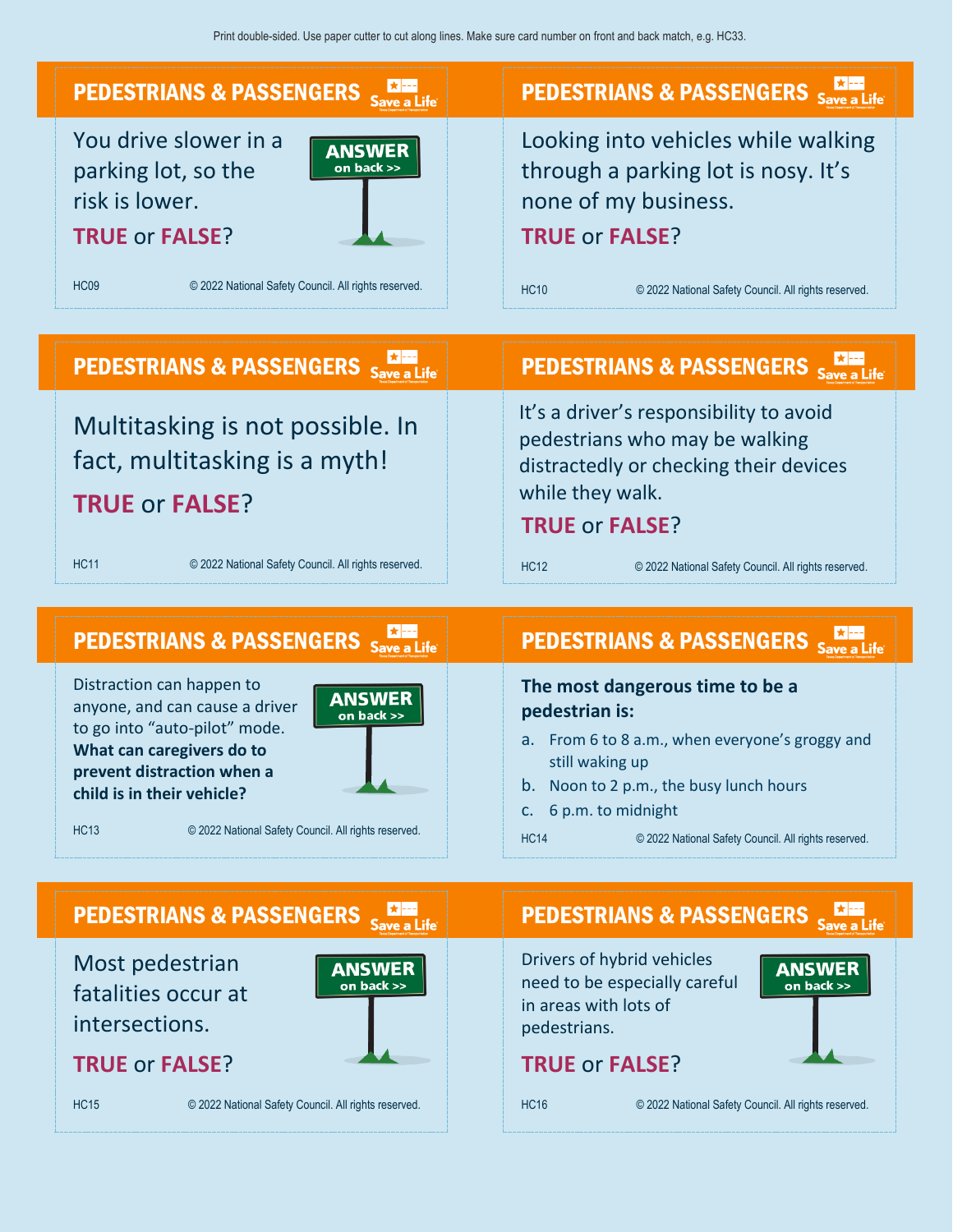Print double-sided. Use paper cutter to cut along lines. Make sure card number on front and back match, e.g. HC33.

## PEDESTRIANS & PASSENGERS

You drive slower in a parking lot, so the risk is lower.

**TRUE** or **FALSE**?

ANSWER on back >>

HC09 © 2022 National Safety Council. All rights reserved.

## PEDESTRIANS & PASSENGERS

Looking into vehicles while walking through a parking lot is nosy. It's none of my business.

**TRUE** or **FALSE**?

HC10 © 2022 National Safety Council. All rights reserved.

## PEDESTRIANS & PASSENGERS

Multitasking is not possible. In fact, multitasking is a myth!

**TRUE** or **FALSE**?

HC11 © 2022 National Safety Council. All rights reserved.

## PEDESTRIANS & PASSENGERS

It's a driver's responsibility to avoid pedestrians who may be walking distractedly or checking their devices while they walk.

**TRUE** or **FALSE**?

HC12 © 2022 National Safety Council. All rights reserved.

## PEDESTRIANS & PASSENGERS

Distraction can happen to anyone, and can cause a driver to go into "auto-pilot" mode. **What can caregivers do to prevent distraction when a child is in their vehicle?**

ANSWER on back >>

HC13 © 2022 National Safety Council. All rights reserved.

## PEDESTRIANS & PASSENGERS

**The most dangerous time to be a pedestrian is:**

a. From 6 to 8 a.m., when everyone's groggy and still waking up
b. Noon to 2 p.m., the busy lunch hours
c. 6 p.m. to midnight

HC14 © 2022 National Safety Council. All rights reserved.

## PEDESTRIANS & PASSENGERS

Most pedestrian fatalities occur at intersections.

**TRUE** or **FALSE**?

ANSWER on back >>

HC15 © 2022 National Safety Council. All rights reserved.

## PEDESTRIANS & PASSENGERS

Drivers of hybrid vehicles need to be especially careful in areas with lots of pedestrians.

**TRUE** or **FALSE**?

ANSWER on back >>

HC16 © 2022 National Safety Council. All rights reserved.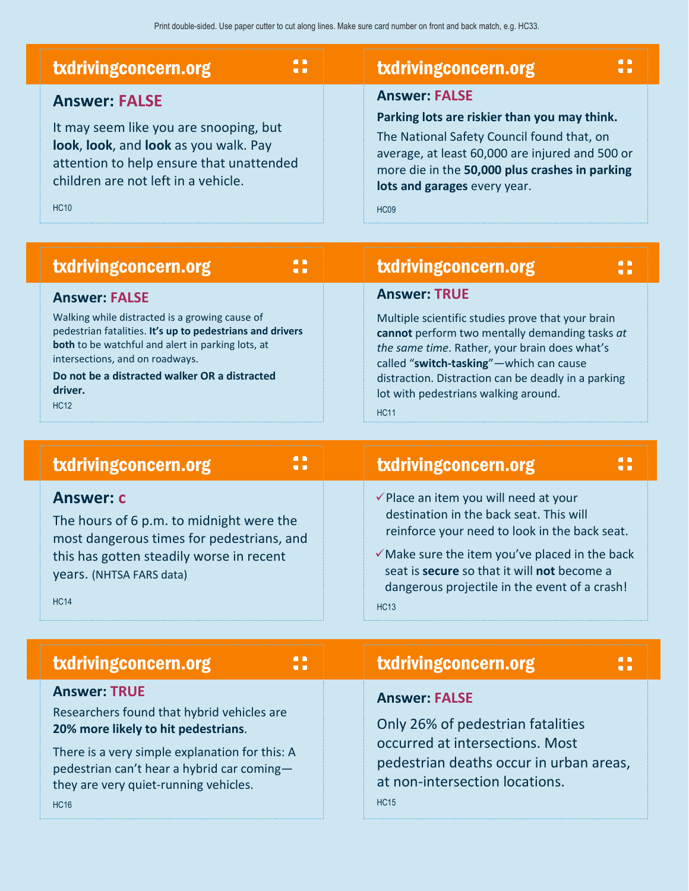Print double-sided. Use paper cutter to cut along lines. Make sure card number on front and back match, e.g. HC33.

## txdrivingconcern.org

**Answer: FALSE**

It may seem like you are snooping, but **look**, **look**, and **look** as you walk. Pay attention to help ensure that unattended children are not left in a vehicle.

HC10

## txdrivingconcern.org

**Answer: FALSE**

**Parking lots are riskier than you may think.**

The National Safety Council found that, on average, at least 60,000 are injured and 500 or more die in the **50,000 plus crashes in parking lots and garages** every year.

HC09

## txdrivingconcern.org

**Answer: FALSE**

Walking while distracted is a growing cause of pedestrian fatalities. **It's up to pedestrians and drivers both** to be watchful and alert in parking lots, at intersections, and on roadways.

**Do not be a distracted walker OR a distracted driver.**

HC12

## txdrivingconcern.org

**Answer: TRUE**

Multiple scientific studies prove that your brain **cannot** perform two mentally demanding tasks *at the same time*. Rather, your brain does what's called "**switch-tasking**"—which can cause distraction. Distraction can be deadly in a parking lot with pedestrians walking around.

HC11

## txdrivingconcern.org

**Answer: c**

The hours of 6 p.m. to midnight were the most dangerous times for pedestrians, and this has gotten steadily worse in recent years. (NHTSA FARS data)

HC14

## txdrivingconcern.org

- ✓ Place an item you will need at your destination in the back seat. This will reinforce your need to look in the back seat.
- ✓ Make sure the item you've placed in the back seat is **secure** so that it will **not** become a dangerous projectile in the event of a crash!

HC13

## txdrivingconcern.org

**Answer: TRUE**

Researchers found that hybrid vehicles are **20% more likely to hit pedestrians**.

There is a very simple explanation for this: A pedestrian can't hear a hybrid car coming—they are very quiet-running vehicles.

HC16

## txdrivingconcern.org

**Answer: FALSE**

Only 26% of pedestrian fatalities occurred at intersections. Most pedestrian deaths occur in urban areas, at non-intersection locations.

HC15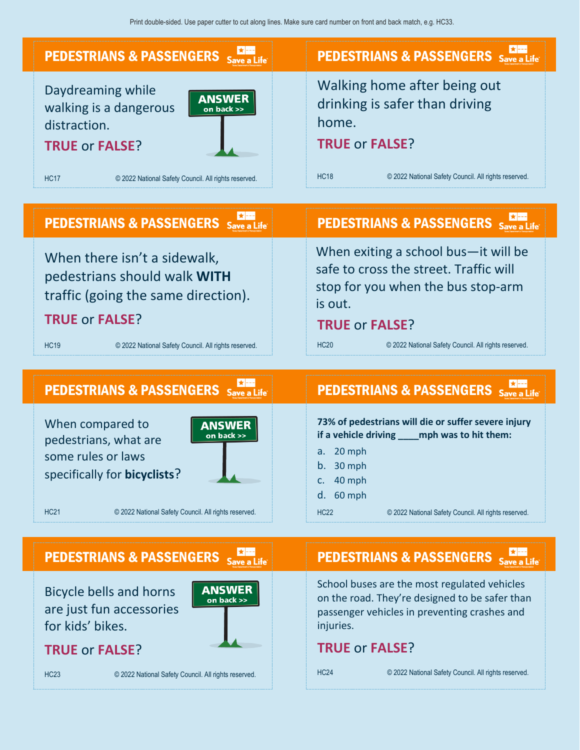Print double-sided. Use paper cutter to cut along lines. Make sure card number on front and back match, e.g. HC33.

## PEDESTRIANS & PASSENGERS

Daydreaming while walking is a dangerous distraction.

**TRUE** or **FALSE**?

ANSWER on back >>

HC17 © 2022 National Safety Council. All rights reserved.

## PEDESTRIANS & PASSENGERS

Walking home after being out drinking is safer than driving home.

**TRUE** or **FALSE**?

HC18 © 2022 National Safety Council. All rights reserved.

## PEDESTRIANS & PASSENGERS

When there isn't a sidewalk, pedestrians should walk **WITH** traffic (going the same direction).

**TRUE** or **FALSE**?

HC19 © 2022 National Safety Council. All rights reserved.

## PEDESTRIANS & PASSENGERS

When exiting a school bus—it will be safe to cross the street. Traffic will stop for you when the bus stop-arm is out.

**TRUE** or **FALSE**?

HC20 © 2022 National Safety Council. All rights reserved.

## PEDESTRIANS & PASSENGERS

When compared to pedestrians, what are some rules or laws specifically for **bicyclists**?

ANSWER on back >>

HC21 © 2022 National Safety Council. All rights reserved.

## PEDESTRIANS & PASSENGERS

**73% of pedestrians will die or suffer severe injury if a vehicle driving ____mph was to hit them:**

a. 20 mph
b. 30 mph
c. 40 mph
d. 60 mph

HC22 © 2022 National Safety Council. All rights reserved.

## PEDESTRIANS & PASSENGERS

Bicycle bells and horns are just fun accessories for kids' bikes.

**TRUE** or **FALSE**?

ANSWER on back >>

HC23 © 2022 National Safety Council. All rights reserved.

## PEDESTRIANS & PASSENGERS

School buses are the most regulated vehicles on the road. They're designed to be safer than passenger vehicles in preventing crashes and injuries.

**TRUE** or **FALSE**?

HC24 © 2022 National Safety Council. All rights reserved.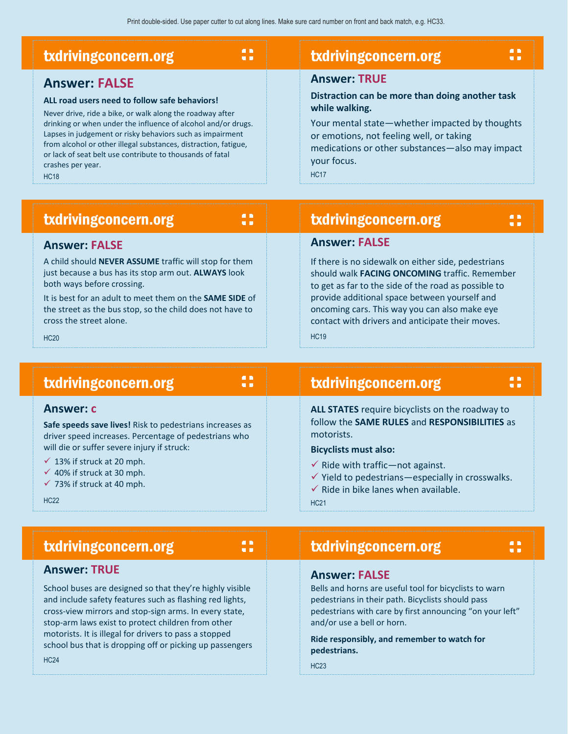Print double-sided. Use paper cutter to cut along lines. Make sure card number on front and back match, e.g. HC33.

## txdrivingconcern.org

### Answer: FALSE

**ALL road users need to follow safe behaviors!**

Never drive, ride a bike, or walk along the roadway after drinking or when under the influence of alcohol and/or drugs. Lapses in judgement or risky behaviors such as impairment from alcohol or other illegal substances, distraction, fatigue, or lack of seat belt use contribute to thousands of fatal crashes per year.

HC18

## txdrivingconcern.org

### Answer: TRUE

**Distraction can be more than doing another task while walking.**

Your mental state—whether impacted by thoughts or emotions, not feeling well, or taking medications or other substances—also may impact your focus.

HC17

## txdrivingconcern.org

### Answer: FALSE

A child should **NEVER ASSUME** traffic will stop for them just because a bus has its stop arm out. **ALWAYS** look both ways before crossing.

It is best for an adult to meet them on the **SAME SIDE** of the street as the bus stop, so the child does not have to cross the street alone.

HC20

## txdrivingconcern.org

### Answer: FALSE

If there is no sidewalk on either side, pedestrians should walk **FACING ONCOMING** traffic. Remember to get as far to the side of the road as possible to provide additional space between yourself and oncoming cars. This way you can also make eye contact with drivers and anticipate their moves.

HC19

## txdrivingconcern.org

### Answer: c

**Safe speeds save lives!** Risk to pedestrians increases as driver speed increases. Percentage of pedestrians who will die or suffer severe injury if struck:

- ✓ 13% if struck at 20 mph.
- ✓ 40% if struck at 30 mph.
- ✓ 73% if struck at 40 mph.

HC22

## txdrivingconcern.org

**ALL STATES** require bicyclists on the roadway to follow the **SAME RULES** and **RESPONSIBILITIES** as motorists.

**Bicyclists must also:**

- ✓ Ride with traffic—not against.
- ✓ Yield to pedestrians—especially in crosswalks.
- ✓ Ride in bike lanes when available.

HC21

## txdrivingconcern.org

### Answer: TRUE

School buses are designed so that they're highly visible and include safety features such as flashing red lights, cross-view mirrors and stop-sign arms. In every state, stop-arm laws exist to protect children from other motorists. It is illegal for drivers to pass a stopped school bus that is dropping off or picking up passengers

HC24

## txdrivingconcern.org

### Answer: FALSE

Bells and horns are useful tool for bicyclists to warn pedestrians in their path. Bicyclists should pass pedestrians with care by first announcing "on your left" and/or use a bell or horn.

**Ride responsibly, and remember to watch for pedestrians.**

HC23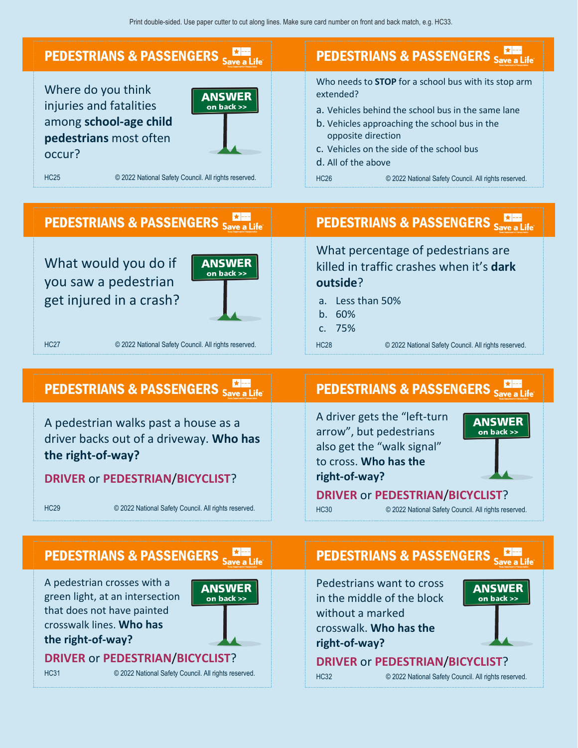Print double-sided. Use paper cutter to cut along lines. Make sure card number on front and back match, e.g. HC33.

## PEDESTRIANS & PASSENGERS

Where do you think injuries and fatalities among **school-age child pedestrians** most often occur?

ANSWER on back >>

HC25 © 2022 National Safety Council. All rights reserved.

## PEDESTRIANS & PASSENGERS

Who needs to **STOP** for a school bus with its stop arm extended?

a. Vehicles behind the school bus in the same lane
b. Vehicles approaching the school bus in the opposite direction
c. Vehicles on the side of the school bus
d. All of the above

HC26 © 2022 National Safety Council. All rights reserved.

## PEDESTRIANS & PASSENGERS

What would you do if you saw a pedestrian get injured in a crash?

ANSWER on back >>

HC27 © 2022 National Safety Council. All rights reserved.

## PEDESTRIANS & PASSENGERS

What percentage of pedestrians are killed in traffic crashes when it's **dark outside**?

a. Less than 50%
b. 60%
c. 75%

HC28 © 2022 National Safety Council. All rights reserved.

## PEDESTRIANS & PASSENGERS

A pedestrian walks past a house as a driver backs out of a driveway. **Who has the right-of-way?**

**DRIVER** or **PEDESTRIAN**/**BICYCLIST**?

HC29 © 2022 National Safety Council. All rights reserved.

## PEDESTRIANS & PASSENGERS

A driver gets the "left-turn arrow", but pedestrians also get the "walk signal" to cross. **Who has the right-of-way?**

ANSWER on back >>

**DRIVER** or **PEDESTRIAN**/**BICYCLIST**?

HC30 © 2022 National Safety Council. All rights reserved.

## PEDESTRIANS & PASSENGERS

A pedestrian crosses with a green light, at an intersection that does not have painted crosswalk lines. **Who has the right-of-way?**

ANSWER on back >>

**DRIVER** or **PEDESTRIAN**/**BICYCLIST**?

HC31 © 2022 National Safety Council. All rights reserved.

## PEDESTRIANS & PASSENGERS

Pedestrians want to cross in the middle of the block without a marked crosswalk. **Who has the right-of-way?**

ANSWER on back >>

**DRIVER** or **PEDESTRIAN**/**BICYCLIST**?

HC32 © 2022 National Safety Council. All rights reserved.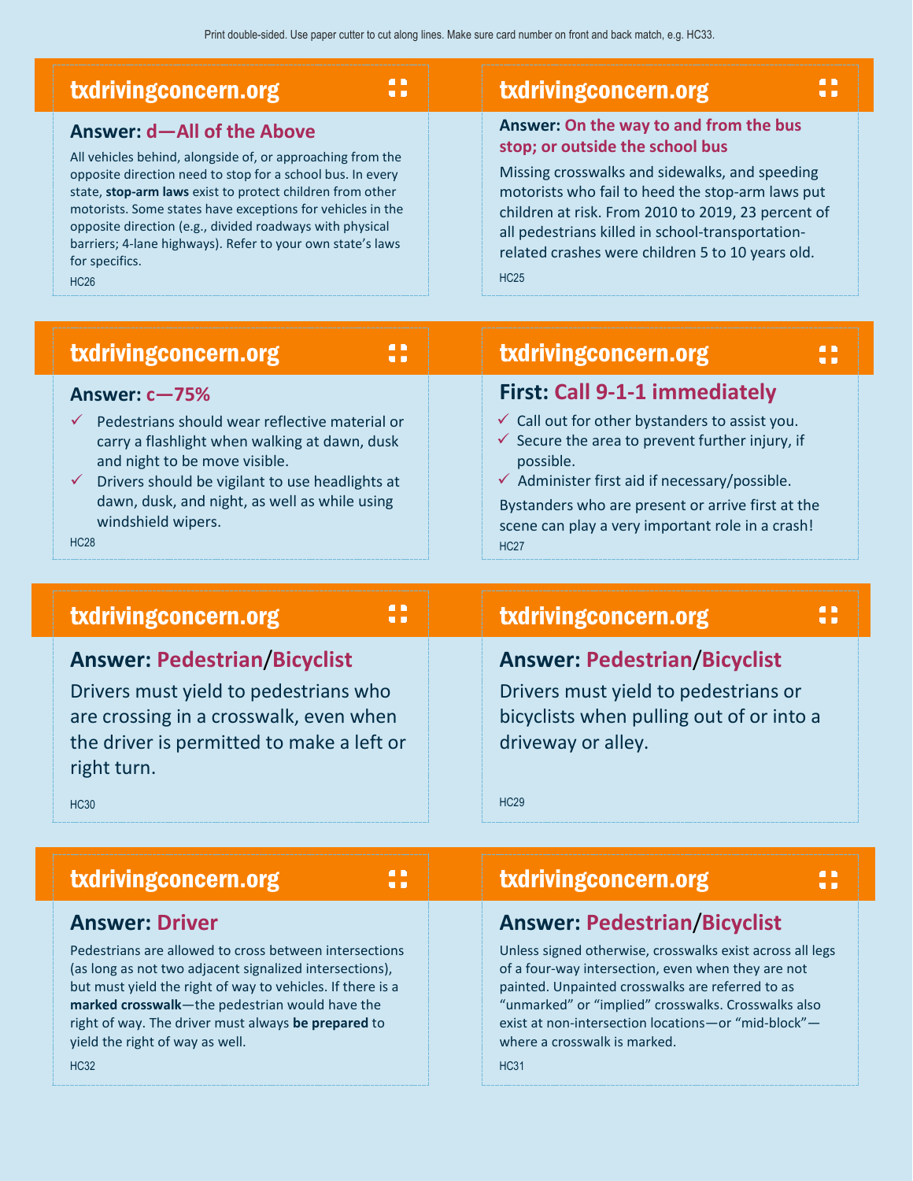Print double-sided. Use paper cutter to cut along lines. Make sure card number on front and back match, e.g. HC33.

## txdrivingconcern.org

**Answer: d—All of the Above**

All vehicles behind, alongside of, or approaching from the opposite direction need to stop for a school bus. In every state, **stop-arm laws** exist to protect children from other motorists. Some states have exceptions for vehicles in the opposite direction (e.g., divided roadways with physical barriers; 4-lane highways). Refer to your own state's laws for specifics.

HC26

## txdrivingconcern.org

**Answer: On the way to and from the bus stop; or outside the school bus**

Missing crosswalks and sidewalks, and speeding motorists who fail to heed the stop-arm laws put children at risk. From 2010 to 2019, 23 percent of all pedestrians killed in school-transportation-related crashes were children 5 to 10 years old.

HC25

## txdrivingconcern.org

**Answer: c—75%**

- ✓ Pedestrians should wear reflective material or carry a flashlight when walking at dawn, dusk and night to be move visible.
- ✓ Drivers should be vigilant to use headlights at dawn, dusk, and night, as well as while using windshield wipers.

HC28

## txdrivingconcern.org

**First: Call 9-1-1 immediately**

- ✓ Call out for other bystanders to assist you.
- ✓ Secure the area to prevent further injury, if possible.
- ✓ Administer first aid if necessary/possible.

Bystanders who are present or arrive first at the scene can play a very important role in a crash!

HC27

## txdrivingconcern.org

**Answer: Pedestrian/Bicyclist**

Drivers must yield to pedestrians who are crossing in a crosswalk, even when the driver is permitted to make a left or right turn.

HC30

## txdrivingconcern.org

**Answer: Pedestrian/Bicyclist**

Drivers must yield to pedestrians or bicyclists when pulling out of or into a driveway or alley.

HC29

## txdrivingconcern.org

**Answer: Driver**

Pedestrians are allowed to cross between intersections (as long as not two adjacent signalized intersections), but must yield the right of way to vehicles. If there is a **marked crosswalk**—the pedestrian would have the right of way. The driver must always **be prepared** to yield the right of way as well.

HC32

## txdrivingconcern.org

**Answer: Pedestrian/Bicyclist**

Unless signed otherwise, crosswalks exist across all legs of a four-way intersection, even when they are not painted. Unpainted crosswalks are referred to as "unmarked" or "implied" crosswalks. Crosswalks also exist at non-intersection locations—or "mid-block"—where a crosswalk is marked.

HC31